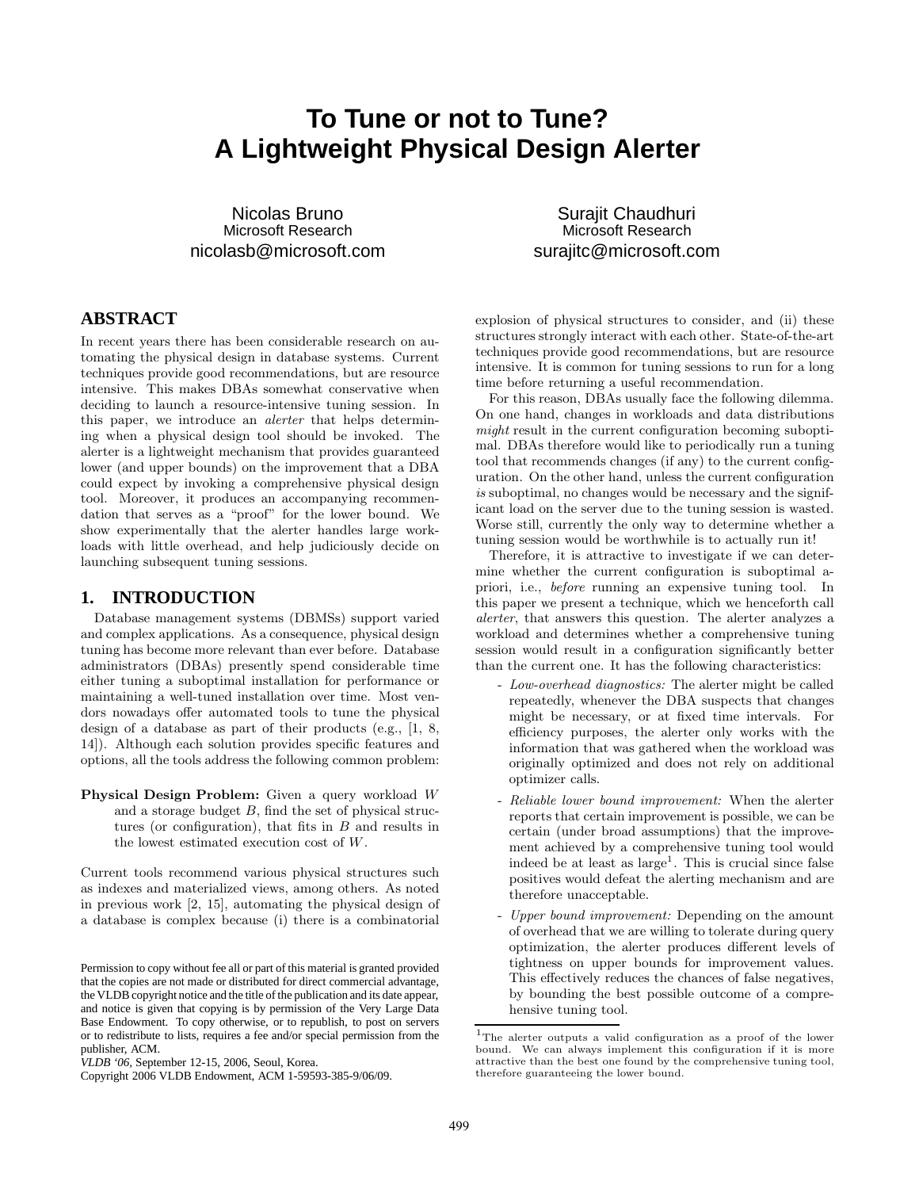# To Tune or not to Tune? A Lightweight Physical Design Alerter

Nicolas Bruno
Microsoft Research
nicolasb@microsoft.com

Surajit Chaudhuri
Microsoft Research
surajitc@microsoft.com

## ABSTRACT

In recent years there has been considerable research on automating the physical design in database systems. Current techniques provide good recommendations, but are resource intensive. This makes DBAs somewhat conservative when deciding to launch a resource-intensive tuning session. In this paper, we introduce an *alerter* that helps determining when a physical design tool should be invoked. The alerter is a lightweight mechanism that provides guaranteed lower (and upper bounds) on the improvement that a DBA could expect by invoking a comprehensive physical design tool. Moreover, it produces an accompanying recommendation that serves as a "proof" for the lower bound. We show experimentally that the alerter handles large workloads with little overhead, and help judiciously decide on launching subsequent tuning sessions.

## 1. INTRODUCTION

Database management systems (DBMSs) support varied and complex applications. As a consequence, physical design tuning has become more relevant than ever before. Database administrators (DBAs) presently spend considerable time either tuning a suboptimal installation for performance or maintaining a well-tuned installation over time. Most vendors nowadays offer automated tools to tune the physical design of a database as part of their products (e.g., [1, 8, 14]). Although each solution provides specific features and options, all the tools address the following common problem:

**Physical Design Problem:** Given a query workload $W$ and a storage budget $B$, find the set of physical structures (or configuration), that fits in $B$ and results in the lowest estimated execution cost of $W$.

Current tools recommend various physical structures such as indexes and materialized views, among others. As noted in previous work [2, 15], automating the physical design of a database is complex because (i) there is a combinatorial explosion of physical structures to consider, and (ii) these structures strongly interact with each other. State-of-the-art techniques provide good recommendations, but are resource intensive. It is common for tuning sessions to run for a long time before returning a useful recommendation.

For this reason, DBAs usually face the following dilemma. On one hand, changes in workloads and data distributions *might* result in the current configuration becoming suboptimal. DBAs therefore would like to periodically run a tuning tool that recommends changes (if any) to the current configuration. On the other hand, unless the current configuration *is* suboptimal, no changes would be necessary and the significant load on the server due to the tuning session is wasted. Worse still, currently the only way to determine whether a tuning session would be worthwhile is to actually run it!

Therefore, it is attractive to investigate if we can determine whether the current configuration is suboptimal a-priori, i.e., *before* running an expensive tuning tool. In this paper we present a technique, which we henceforth call *alerter*, that answers this question. The alerter analyzes a workload and determines whether a comprehensive tuning session would result in a configuration significantly better than the current one. It has the following characteristics:

- *Low-overhead diagnostics:* The alerter might be called repeatedly, whenever the DBA suspects that changes might be necessary, or at fixed time intervals. For efficiency purposes, the alerter only works with the information that was gathered when the workload was originally optimized and does not rely on additional optimizer calls.
- *Reliable lower bound improvement:* When the alerter reports that certain improvement is possible, we can be certain (under broad assumptions) that the improvement achieved by a comprehensive tuning tool would indeed be at least as large[1]. This is crucial since false positives would defeat the alerting mechanism and are therefore unacceptable.
- *Upper bound improvement:* Depending on the amount of overhead that we are willing to tolerate during query optimization, the alerter produces different levels of tightness on upper bounds for improvement values. This effectively reduces the chances of false negatives, by bounding the best possible outcome of a comprehensive tuning tool.

[1] The alerter outputs a valid configuration as a proof of the lower bound. We can always implement this configuration if it is more attractive than the best one found by the comprehensive tuning tool, therefore guaranteeing the lower bound.

Permission to copy without fee all or part of this material is granted provided that the copies are not made or distributed for direct commercial advantage, the VLDB copyright notice and the title of the publication and its date appear, and notice is given that copying is by permission of the Very Large Data Base Endowment. To copy otherwise, or to republish, to post on servers or to redistribute to lists, requires a fee and/or special permission from the publisher, ACM.

*VLDB '06,* September 12-15, 2006, Seoul, Korea.
Copyright 2006 VLDB Endowment, ACM 1-59593-385-9/06/09.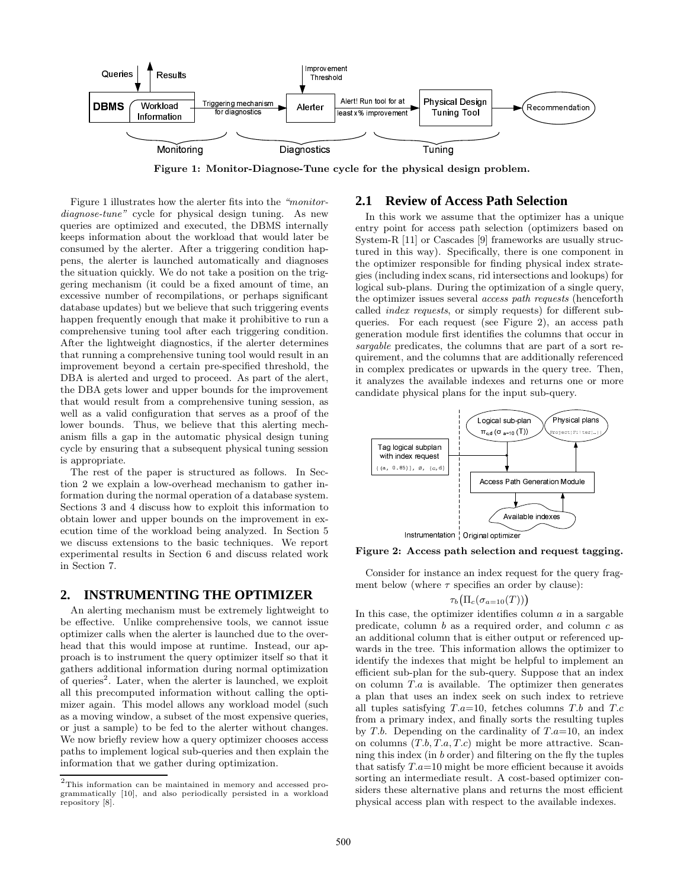Figure 1: Monitor-Diagnose-Tune cycle for the physical design problem.

Figure 1 illustrates how the alerter fits into the *"monitor-diagnose-tune"* cycle for physical design tuning. As new queries are optimized and executed, the DBMS internally keeps information about the workload that would later be consumed by the alerter. After a triggering condition happens, the alerter is launched automatically and diagnoses the situation quickly. We do not take a position on the triggering mechanism (it could be a fixed amount of time, an excessive number of recompilations, or perhaps significant database updates) but we believe that such triggering events happen frequently enough that make it prohibitive to run a comprehensive tuning tool after each triggering condition. After the lightweight diagnostics, if the alerter determines that running a comprehensive tuning tool would result in an improvement beyond a certain pre-specified threshold, the DBA is alerted and urged to proceed. As part of the alert, the DBA gets lower and upper bounds for the improvement that would result from a comprehensive tuning session, as well as a valid configuration that serves as a proof of the lower bounds. Thus, we believe that this alerting mechanism fills a gap in the automatic physical design tuning cycle by ensuring that a subsequent physical tuning session is appropriate.

The rest of the paper is structured as follows. In Section 2 we explain a low-overhead mechanism to gather information during the normal operation of a database system. Sections 3 and 4 discuss how to exploit this information to obtain lower and upper bounds on the improvement in execution time of the workload being analyzed. In Section 5 we discuss extensions to the basic techniques. We report experimental results in Section 6 and discuss related work in Section 7.

## 2. INSTRUMENTING THE OPTIMIZER

An alerting mechanism must be extremely lightweight to be effective. Unlike comprehensive tools, we cannot issue optimizer calls when the alerter is launched due to the overhead that this would impose at runtime. Instead, our approach is to instrument the query optimizer itself so that it gathers additional information during normal optimization of queries[2]. Later, when the alerter is launched, we exploit all this precomputed information without calling the optimizer again. This model allows any workload model (such as a moving window, a subset of the most expensive queries, or just a sample) to be fed to the alerter without changes. We now briefly review how a query optimizer chooses access paths to implement logical sub-queries and then explain the information that we gather during optimization.

[2]This information can be maintained in memory and accessed programmatically [10], and also periodically persisted in a workload repository [8].

### 2.1 Review of Access Path Selection

In this work we assume that the optimizer has a unique entry point for access path selection (optimizers based on System-R [11] or Cascades [9] frameworks are usually structured in this way). Specifically, there is one component in the optimizer responsible for finding physical index strategies (including index scans, rid intersections and lookups) for logical sub-plans. During the optimization of a single query, the optimizer issues several *access path requests* (henceforth called *index requests*, or simply requests) for different sub-queries. For each request (see Figure 2), an access path generation module first identifies the columns that occur in *sargable* predicates, the columns that are part of a sort requirement, and the columns that are additionally referenced in complex predicates or upwards in the query tree. Then, it analyzes the available indexes and returns one or more candidate physical plans for the input sub-query.

Figure 2: Access path selection and request tagging.

Consider for instance an index request for the query fragment below (where $\tau$ specifies an order by clause):

$$\tau_b\big(\Pi_c(\sigma_{a=10}(T))\big)$$

In this case, the optimizer identifies column $a$ in a sargable predicate, column $b$ as a required order, and column $c$ as an additional column that is either output or referenced upwards in the tree. This information allows the optimizer to identify the indexes that might be helpful to implement an efficient sub-plan for the sub-query. Suppose that an index on column $T.a$ is available. The optimizer then generates a plan that uses an index seek on such index to retrieve all tuples satisfying $T.a$=10, fetches columns $T.b$ and $T.c$ from a primary index, and finally sorts the resulting tuples by $T.b$. Depending on the cardinality of $T.a$=10, an index on columns $(T.b, T.a, T.c)$ might be more attractive. Scanning this index (in $b$ order) and filtering on the fly the tuples that satisfy $T.a$=10 might be more efficient because it avoids sorting an intermediate result. A cost-based optimizer considers these alternative plans and returns the most efficient physical access plan with respect to the available indexes.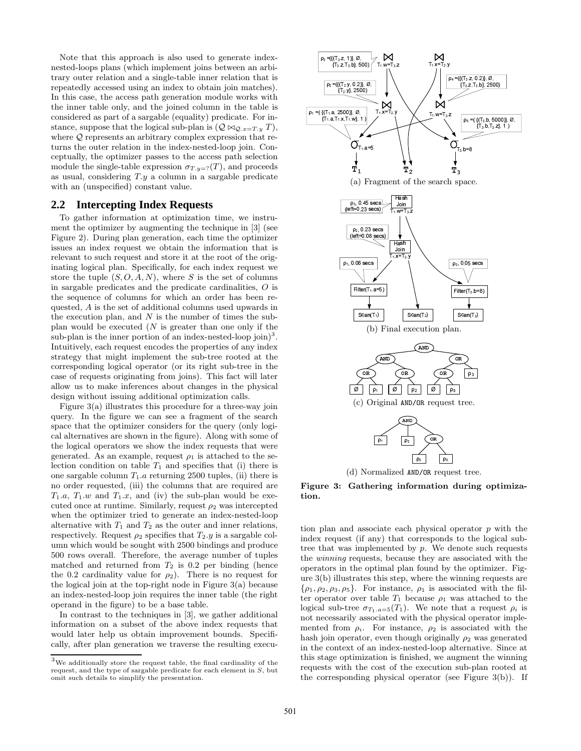Note that this approach is also used to generate index-nested-loops plans (which implement joins between an arbitrary outer relation and a single-table inner relation that is repeatedly accessed using an index to obtain join matches). In this case, the access path generation module works with the inner table only, and the joined column in the table is considered as part of a sargable (equality) predicate. For instance, suppose that the logical sub-plan is $(\mathcal{Q} \bowtie_{\mathcal{Q}.x=T.y} T)$, where $\mathcal{Q}$ represents an arbitrary complex expression that returns the outer relation in the index-nested-loop join. Conceptually, the optimizer passes to the access path selection module the single-table expression $\sigma_{T.y=?}(T)$, and proceeds as usual, considering $T.y$ a column in a sargable predicate with an (unspecified) constant value.

## 2.2 Intercepting Index Requests

To gather information at optimization time, we instrument the optimizer by augmenting the technique in [3] (see Figure 2). During plan generation, each time the optimizer issues an index request we obtain the information that is relevant to such request and store it at the root of the originating logical plan. Specifically, for each index request we store the tuple $(S, O, A, N)$, where $S$ is the set of columns in sargable predicates and the predicate cardinalities, $O$ is the sequence of columns for which an order has been requested, $A$ is the set of additional columns used upwards in the execution plan, and $N$ is the number of times the sub-plan would be executed ($N$ is greater than one only if the sub-plan is the inner portion of an index-nested-loop join)[3]. Intuitively, each request encodes the properties of any index strategy that might implement the sub-tree rooted at the corresponding logical operator (or its right sub-tree in the case of requests originating from joins). This fact will later allow us to make inferences about changes in the physical design without issuing additional optimization calls.

Figure 3(a) illustrates this procedure for a three-way join query. In the figure we can see a fragment of the search space that the optimizer considers for the query (only logical alternatives are shown in the figure). Along with some of the logical operators we show the index requests that were generated. As an example, request $\rho_1$ is attached to the selection condition on table $T_1$ and specifies that (i) there is one sargable column $T_1.a$ returning 2500 tuples, (ii) there is no order requested, (iii) the columns that are required are $T_1.a$, $T_1.w$ and $T_1.x$, and (iv) the sub-plan would be executed once at runtime. Similarly, request $\rho_2$ was intercepted when the optimizer tried to generate an index-nested-loop alternative with $T_1$ and $T_2$ as the outer and inner relations, respectively. Request $\rho_2$ specifies that $T_2.y$ is a sargable column which would be sought with 2500 bindings and produce 500 rows overall. Therefore, the average number of tuples matched and returned from $T_2$ is 0.2 per binding (hence the 0.2 cardinality value for $\rho_2$). There is no request for the logical join at the top-right node in Figure 3(a) because an index-nested-loop join requires the inner table (the right operand in the figure) to be a base table.

In contrast to the techniques in [3], we gather additional information on a subset of the above index requests that would later help us obtain improvement bounds. Specifically, after plan generation we traverse the resulting execution plan and associate each physical operator $p$ with the index request (if any) that corresponds to the logical sub-tree that was implemented by $p$. We denote such requests the *winning* requests, because they are associated with the operators in the optimal plan found by the optimizer. Figure 3(b) illustrates this step, where the winning requests are $\{\rho_1, \rho_2, \rho_3, \rho_5\}$. For instance, $\rho_1$ is associated with the filter operator over table $T_1$ because $\rho_1$ was attached to the logical sub-tree $\sigma_{T_1.a=5}(T_1)$. We note that a request $\rho_i$ is not necessarily associated with the physical operator implemented from $\rho_i$. For instance, $\rho_2$ is associated with the hash join operator, even though originally $\rho_2$ was generated in the context of an index-nested-loop alternative. Since at this stage optimization is finished, we augment the winning requests with the cost of the execution sub-plan rooted at the corresponding physical operator (see Figure 3(b)). If

(a) Fragment of the search space.

(b) Final execution plan.

(c) Original AND/OR request tree.

(d) Normalized AND/OR request tree.

**Figure 3: Gathering information during optimization.**

[3]We additionally store the request table, the final cardinality of the request, and the type of sargable predicate for each element in $S$, but omit such details to simplify the presentation.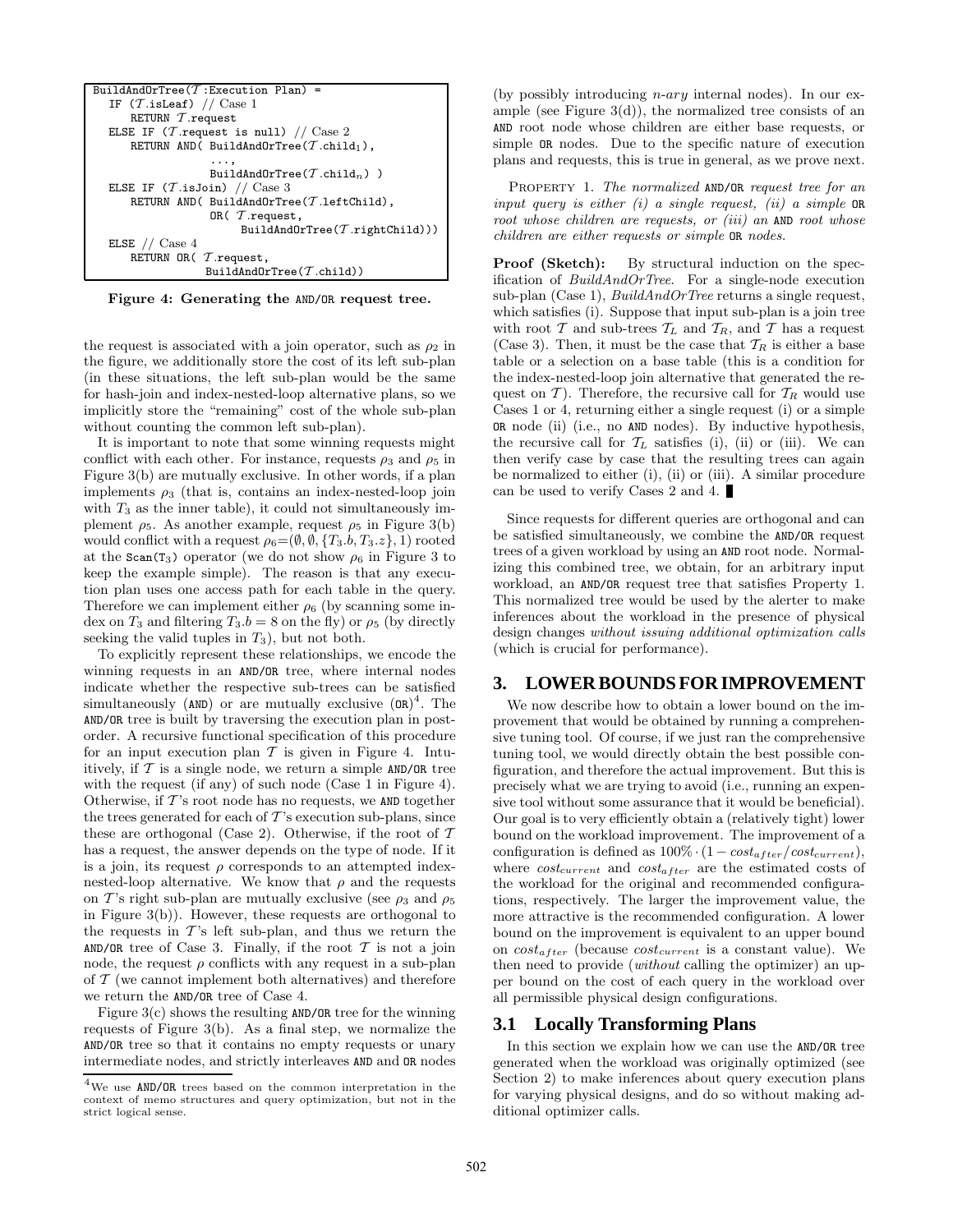```
BuildAndOrTree(T:Execution Plan) =
   IF (T.isLeaf) // Case 1
      RETURN T.request
   ELSE IF (T.request is null) // Case 2
      RETURN AND( BuildAndOrTree(T.child1),
                  ...,
                  BuildAndOrTree(T.childn) )
   ELSE IF (T.isJoin) // Case 3
      RETURN AND( BuildAndOrTree(T.leftChild),
                  OR( T.request,
                      BuildAndOrTree(T.rightChild)))
   ELSE // Case 4
      RETURN OR( T.request,
                 BuildAndOrTree(T.child))
```

**Figure 4: Generating the AND/OR request tree.**

the request is associated with a join operator, such as $\rho_2$ in the figure, we additionally store the cost of its left sub-plan (in these situations, the left sub-plan would be the same for hash-join and index-nested-loop alternative plans, so we implicitly store the "remaining" cost of the whole sub-plan without counting the common left sub-plan).

It is important to note that some winning requests might conflict with each other. For instance, requests $\rho_3$ and $\rho_5$ in Figure 3(b) are mutually exclusive. In other words, if a plan implements $\rho_3$ (that is, contains an index-nested-loop join with $T_3$ as the inner table), it could not simultaneously implement $\rho_5$. As another example, request $\rho_5$ in Figure 3(b) would conflict with a request $\rho_6{=}(\emptyset, \emptyset, \{T_3.b, T_3.z\}, 1)$ rooted at the Scan(T3) operator (we do not show $\rho_6$ in Figure 3 to keep the example simple). The reason is that any execution plan uses one access path for each table in the query. Therefore we can implement either $\rho_6$ (by scanning some index on $T_3$ and filtering $T_3.b = 8$ on the fly) or $\rho_5$ (by directly seeking the valid tuples in $T_3$), but not both.

To explicitly represent these relationships, we encode the winning requests in an AND/OR tree, where internal nodes indicate whether the respective sub-trees can be satisfied simultaneously (AND) or are mutually exclusive (OR)[4]. The AND/OR tree is built by traversing the execution plan in post-order. A recursive functional specification of this procedure for an input execution plan $\mathcal{T}$ is given in Figure 4. Intuitively, if $\mathcal{T}$ is a single node, we return a simple AND/OR tree with the request (if any) of such node (Case 1 in Figure 4). Otherwise, if $\mathcal{T}$'s root node has no requests, we AND together the trees generated for each of $\mathcal{T}$'s execution sub-plans, since these are orthogonal (Case 2). Otherwise, if the root of $\mathcal{T}$ has a request, the answer depends on the type of node. If it is a join, its request $\rho$ corresponds to an attempted index-nested-loop alternative. We know that $\rho$ and the requests on $\mathcal{T}$'s right sub-plan are mutually exclusive (see $\rho_3$ and $\rho_5$ in Figure 3(b)). However, these requests are orthogonal to the requests in $\mathcal{T}$'s left sub-plan, and thus we return the AND/OR tree of Case 3. Finally, if the root $\mathcal{T}$ is not a join node, the request $\rho$ conflicts with any request in a sub-plan of $\mathcal{T}$ (we cannot implement both alternatives) and therefore we return the AND/OR tree of Case 4.

Figure 3(c) shows the resulting AND/OR tree for the winning requests of Figure 3(b). As a final step, we normalize the AND/OR tree so that it contains no empty requests or unary intermediate nodes, and strictly interleaves AND and OR nodes (by possibly introducing *n-ary* internal nodes). In our example (see Figure 3(d)), the normalized tree consists of an AND root node whose children are either base requests, or simple OR nodes. Due to the specific nature of execution plans and requests, this is true in general, as we prove next.

PROPERTY 1. *The normalized* AND/OR *request tree for an input query is either (i) a single request, (ii) a simple* OR *root whose children are requests, or (iii) an* AND *root whose children are either requests or simple* OR *nodes.*

**Proof (Sketch):** By structural induction on the specification of *BuildAndOrTree*. For a single-node execution sub-plan (Case 1), *BuildAndOrTree* returns a single request, which satisfies (i). Suppose that input sub-plan is a join tree with root $\mathcal{T}$ and sub-trees $\mathcal{T}_L$ and $\mathcal{T}_R$, and $\mathcal{T}$ has a request (Case 3). Then, it must be the case that $\mathcal{T}_R$ is either a base table or a selection on a base table (this is a condition for the index-nested-loop join alternative that generated the request on $\mathcal{T}$). Therefore, the recursive call for $\mathcal{T}_R$ would use Cases 1 or 4, returning either a single request (i) or a simple OR node (ii) (i.e., no AND nodes). By inductive hypothesis, the recursive call for $\mathcal{T}_L$ satisfies (i), (ii) or (iii). We can then verify case by case that the resulting trees can again be normalized to either (i), (ii) or (iii). A similar procedure can be used to verify Cases 2 and 4. ∎

Since requests for different queries are orthogonal and can be satisfied simultaneously, we combine the AND/OR request trees of a given workload by using an AND root node. Normalizing this combined tree, we obtain, for an arbitrary input workload, an AND/OR request tree that satisfies Property 1. This normalized tree would be used by the alerter to make inferences about the workload in the presence of physical design changes *without issuing additional optimization calls* (which is crucial for performance).

## 3. LOWER BOUNDS FOR IMPROVEMENT

We now describe how to obtain a lower bound on the improvement that would be obtained by running a comprehensive tuning tool. Of course, if we just ran the comprehensive tuning tool, we would directly obtain the best possible configuration, and therefore the actual improvement. But this is precisely what we are trying to avoid (i.e., running an expensive tool without some assurance that it would be beneficial). Our goal is to very efficiently obtain a (relatively tight) lower bound on the workload improvement. The improvement of a configuration is defined as $100\% \cdot (1 - cost_{after}/cost_{current})$, where $cost_{current}$ and $cost_{after}$ are the estimated costs of the workload for the original and recommended configurations, respectively. The larger the improvement value, the more attractive is the recommended configuration. A lower bound on the improvement is equivalent to an upper bound on $cost_{after}$ (because $cost_{current}$ is a constant value). We then need to provide (*without* calling the optimizer) an upper bound on the cost of each query in the workload over all permissible physical design configurations.

### 3.1 Locally Transforming Plans

In this section we explain how we can use the AND/OR tree generated when the workload was originally optimized (see Section 2) to make inferences about query execution plans for varying physical designs, and do so without making additional optimizer calls.

[4]We use AND/OR trees based on the common interpretation in the context of memo structures and query optimization, but not in the strict logical sense.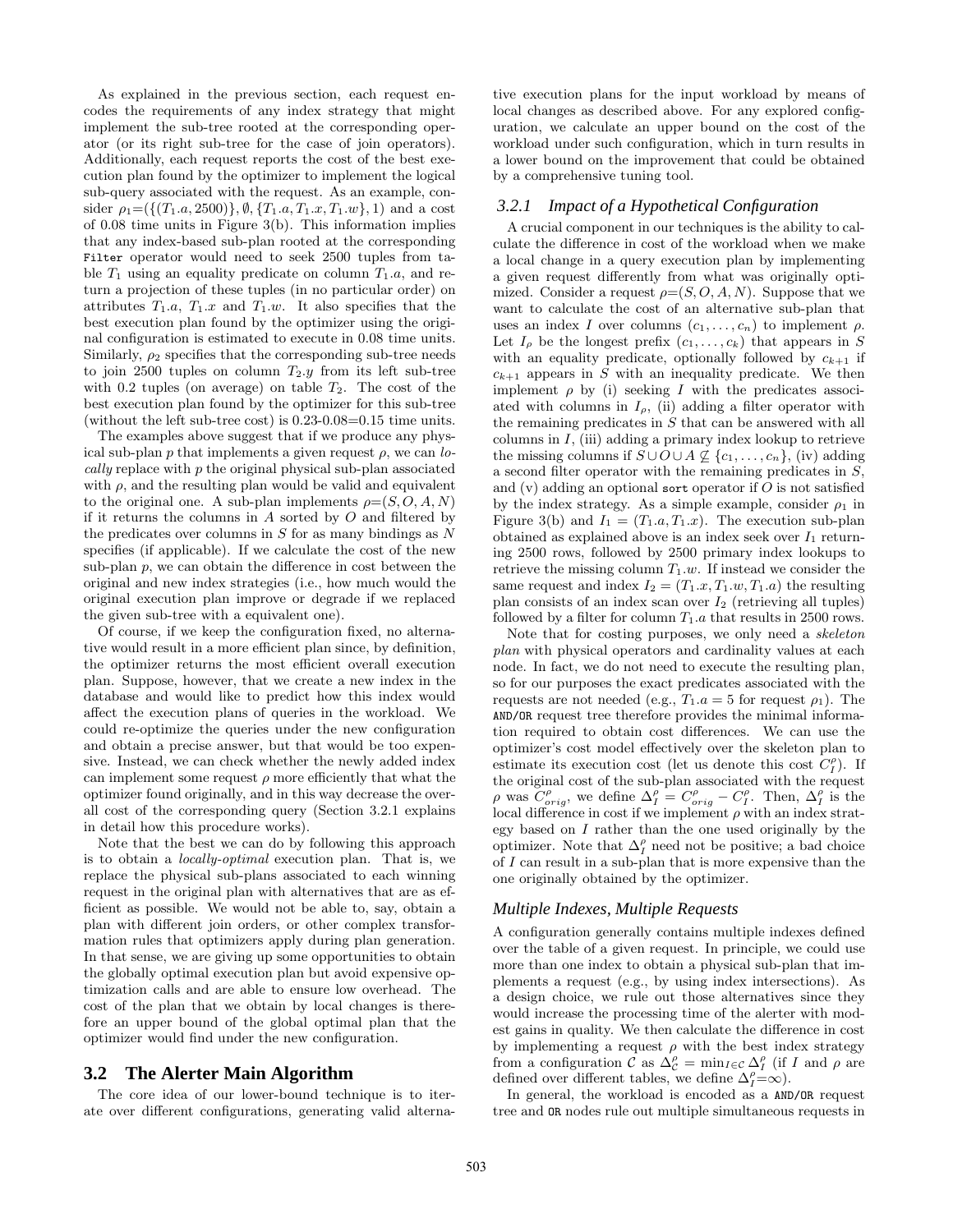As explained in the previous section, each request encodes the requirements of any index strategy that might implement the sub-tree rooted at the corresponding operator (or its right sub-tree for the case of join operators). Additionally, each request reports the cost of the best execution plan found by the optimizer to implement the logical sub-query associated with the request. As an example, consider $\rho_1$=$(\{(T_1.a, 2500)\}, \emptyset, \{T_1.a, T_1.x, T_1.w\}, 1)$ and a cost of 0.08 time units in Figure 3(b). This information implies that any index-based sub-plan rooted at the corresponding `Filter` operator would need to seek 2500 tuples from table $T_1$ using an equality predicate on column $T_1.a$, and return a projection of these tuples (in no particular order) on attributes $T_1.a$, $T_1.x$ and $T_1.w$. It also specifies that the best execution plan found by the optimizer using the original configuration is estimated to execute in 0.08 time units. Similarly, $\rho_2$ specifies that the corresponding sub-tree needs to join 2500 tuples on column $T_2.y$ from its left sub-tree with 0.2 tuples (on average) on table $T_2$. The cost of the best execution plan found by the optimizer for this sub-tree (without the left sub-tree cost) is 0.23-0.08=0.15 time units.

The examples above suggest that if we produce any physical sub-plan $p$ that implements a given request $\rho$, we can *locally* replace with $p$ the original physical sub-plan associated with $\rho$, and the resulting plan would be valid and equivalent to the original one. A sub-plan implements $\rho$=$(S, O, A, N)$ if it returns the columns in $A$ sorted by $O$ and filtered by the predicates over columns in $S$ for as many bindings as $N$ specifies (if applicable). If we calculate the cost of the new sub-plan $p$, we can obtain the difference in cost between the original and new index strategies (i.e., how much would the original execution plan improve or degrade if we replaced the given sub-tree with a equivalent one).

Of course, if we keep the configuration fixed, no alternative would result in a more efficient plan since, by definition, the optimizer returns the most efficient overall execution plan. Suppose, however, that we create a new index in the database and would like to predict how this index would affect the execution plans of queries in the workload. We could re-optimize the queries under the new configuration and obtain a precise answer, but that would be too expensive. Instead, we can check whether the newly added index can implement some request $\rho$ more efficiently that what the optimizer found originally, and in this way decrease the overall cost of the corresponding query (Section 3.2.1 explains in detail how this procedure works).

Note that the best we can do by following this approach is to obtain a *locally-optimal* execution plan. That is, we replace the physical sub-plans associated to each winning request in the original plan with alternatives that are as efficient as possible. We would not be able to, say, obtain a plan with different join orders, or other complex transformation rules that optimizers apply during plan generation. In that sense, we are giving up some opportunities to obtain the globally optimal execution plan but avoid expensive optimization calls and are able to ensure low overhead. The cost of the plan that we obtain by local changes is therefore an upper bound of the global optimal plan that the optimizer would find under the new configuration.

## 3.2 The Alerter Main Algorithm

The core idea of our lower-bound technique is to iterate over different configurations, generating valid alternative execution plans for the input workload by means of local changes as described above. For any explored configuration, we calculate an upper bound on the cost of the workload under such configuration, which in turn results in a lower bound on the improvement that could be obtained by a comprehensive tuning tool.

### 3.2.1 Impact of a Hypothetical Configuration

A crucial component in our techniques is the ability to calculate the difference in cost of the workload when we make a local change in a query execution plan by implementing a given request differently from what was originally optimized. Consider a request $\rho$=$(S, O, A, N)$. Suppose that we want to calculate the cost of an alternative sub-plan that uses an index $I$ over columns $(c_1, \ldots, c_n)$ to implement $\rho$. Let $I_\rho$ be the longest prefix $(c_1, \ldots, c_k)$ that appears in $S$ with an equality predicate, optionally followed by $c_{k+1}$ if $c_{k+1}$ appears in $S$ with an inequality predicate. We then implement $\rho$ by (i) seeking $I$ with the predicates associated with columns in $I_\rho$, (ii) adding a filter operator with the remaining predicates in $S$ that can be answered with all columns in $I$, (iii) adding a primary index lookup to retrieve the missing columns if $S \cup O \cup A \not\subseteq \{c_1, \ldots, c_n\}$, (iv) adding a second filter operator with the remaining predicates in $S$, and (v) adding an optional `sort` operator if $O$ is not satisfied by the index strategy. As a simple example, consider $\rho_1$ in Figure 3(b) and $I_1 = (T_1.a, T_1.x)$. The execution sub-plan obtained as explained above is an index seek over $I_1$ returning 2500 rows, followed by 2500 primary index lookups to retrieve the missing column $T_1.w$. If instead we consider the same request and index $I_2 = (T_1.x, T_1.w, T_1.a)$ the resulting plan consists of an index scan over $I_2$ (retrieving all tuples) followed by a filter for column $T_1.a$ that results in 2500 rows.

Note that for costing purposes, we only need a *skeleton plan* with physical operators and cardinality values at each node. In fact, we do not need to execute the resulting plan, so for our purposes the exact predicates associated with the requests are not needed (e.g., $T_1.a = 5$ for request $\rho_1$). The `AND/OR` request tree therefore provides the minimal information required to obtain cost differences. We can use the optimizer's cost model effectively over the skeleton plan to estimate its execution cost (let us denote this cost $C_I^\rho$). If the original cost of the sub-plan associated with the request $\rho$ was $C_{orig}^\rho$, we define $\Delta_I^\rho = C_{orig}^\rho - C_I^\rho$. Then, $\Delta_I^\rho$ is the local difference in cost if we implement $\rho$ with an index strategy based on $I$ rather than the one used originally by the optimizer. Note that $\Delta_I^\rho$ need not be positive; a bad choice of $I$ can result in a sub-plan that is more expensive than the one originally obtained by the optimizer.

### *Multiple Indexes, Multiple Requests*

A configuration generally contains multiple indexes defined over the table of a given request. In principle, we could use more than one index to obtain a physical sub-plan that implements a request (e.g., by using index intersections). As a design choice, we rule out those alternatives since they would increase the processing time of the alerter with modest gains in quality. We then calculate the difference in cost by implementing a request $\rho$ with the best index strategy from a configuration $\mathcal{C}$ as $\Delta_\mathcal{C}^\rho = \min_{I \in \mathcal{C}} \Delta_I^\rho$ (if $I$ and $\rho$ are defined over different tables, we define $\Delta_I^\rho$=$\infty$).

In general, the workload is encoded as a `AND/OR` request tree and `OR` nodes rule out multiple simultaneous requests in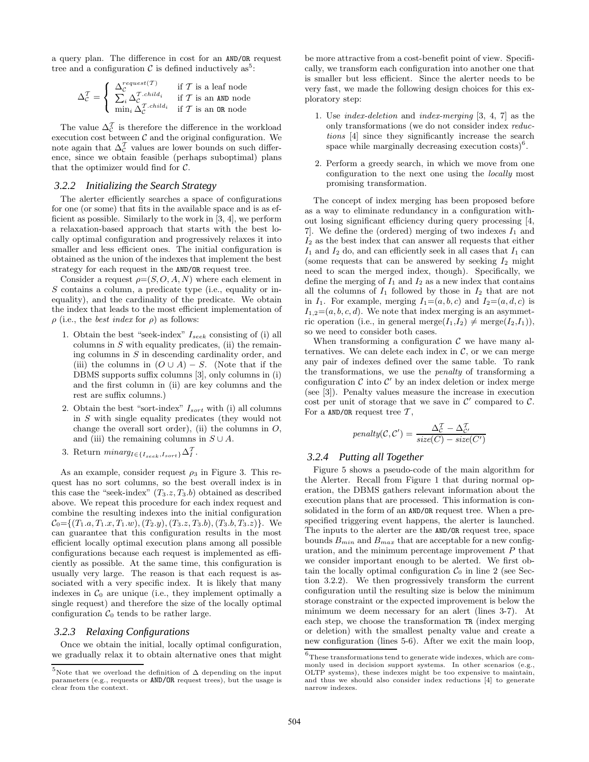a query plan. The difference in cost for an AND/OR request tree and a configuration $\mathcal{C}$ is defined inductively as[5]:

$$\Delta_{\mathcal{C}}^{\mathcal{T}} = \begin{cases} \Delta_{\mathcal{C}}^{request(\mathcal{T})} & \text{if } \mathcal{T} \text{ is a leaf node} \\ \sum_i \Delta_{\mathcal{C}}^{\mathcal{T}.child_i} & \text{if } \mathcal{T} \text{ is an AND node} \\ \min_i \Delta_{\mathcal{C}}^{\mathcal{T}.child_i} & \text{if } \mathcal{T} \text{ is an OR node} \end{cases}$$

The value $\Delta_{\mathcal{C}}^{\mathcal{T}}$ is therefore the difference in the workload execution cost between $\mathcal{C}$ and the original configuration. We note again that $\Delta_{\mathcal{C}}^{\mathcal{T}}$ values are lower bounds on such difference, since we obtain feasible (perhaps suboptimal) plans that the optimizer would find for $\mathcal{C}$.

### 3.2.2 Initializing the Search Strategy

The alerter efficiently searches a space of configurations for one (or some) that fits in the available space and is as efficient as possible. Similarly to the work in [3, 4], we perform a relaxation-based approach that starts with the best locally optimal configuration and progressively relaxes it into smaller and less efficient ones. The initial configuration is obtained as the union of the indexes that implement the best strategy for each request in the AND/OR request tree.

Consider a request $\rho$=$(S, O, A, N)$ where each element in $S$ contains a column, a predicate type (i.e., equality or inequality), and the cardinality of the predicate. We obtain the index that leads to the most efficient implementation of $\rho$ (i.e., the *best index* for $\rho$) as follows:

1. Obtain the best "seek-index" $I_{seek}$ consisting of (i) all columns in $S$ with equality predicates, (ii) the remaining columns in $S$ in descending cardinality order, and (iii) the columns in $(O \cup A) - S$. (Note that if the DBMS supports suffix columns [3], only columns in (i) and the first column in (ii) are key columns and the rest are suffix columns.)
2. Obtain the best "sort-index" $I_{sort}$ with (i) all columns in $S$ with single equality predicates (they would not change the overall sort order), (ii) the columns in $O$, and (iii) the remaining columns in $S \cup A$.
3. Return $minarg_{I \in \{I_{seek}, I_{sort}\}} \Delta_I^{\mathcal{T}}$.

As an example, consider request $\rho_3$ in Figure 3. This request has no sort columns, so the best overall index is in this case the "seek-index" $(T_3.z, T_3.b)$ obtained as described above. We repeat this procedure for each index request and combine the resulting indexes into the initial configuration $\mathcal{C}_0$=$\{(T_1.a, T_1.x, T_1.w), (T_2.y), (T_3.z, T_3.b), (T_3.b, T_3.z)\}$. We can guarantee that this configuration results in the most efficient locally optimal execution plans among all possible configurations because each request is implemented as efficiently as possible. At the same time, this configuration is usually very large. The reason is that each request is associated with a very specific index. It is likely that many indexes in $\mathcal{C}_0$ are unique (i.e., they implement optimally a single request) and therefore the size of the locally optimal configuration $\mathcal{C}_0$ tends to be rather large.

### 3.2.3 Relaxing Configurations

Once we obtain the initial, locally optimal configuration, we gradually relax it to obtain alternative ones that might be more attractive from a cost-benefit point of view. Specifically, we transform each configuration into another one that is smaller but less efficient. Since the alerter needs to be very fast, we made the following design choices for this exploratory step:

1. Use *index-deletion* and *index-merging* [3, 4, 7] as the only transformations (we do not consider index *reductions* [4] since they significantly increase the search space while marginally decreasing execution costs)[6].
2. Perform a greedy search, in which we move from one configuration to the next one using the *locally* most promising transformation.

The concept of index merging has been proposed before as a way to eliminate redundancy in a configuration without losing significant efficiency during query processing [4, 7]. We define the (ordered) merging of two indexes $I_1$ and $I_2$ as the best index that can answer all requests that either $I_1$ and $I_2$ do, and can efficiently seek in all cases that $I_1$ can (some requests that can be answered by seeking $I_2$ might need to scan the merged index, though). Specifically, we define the merging of $I_1$ and $I_2$ as a new index that contains all the columns of $I_1$ followed by those in $I_2$ that are not in $I_1$. For example, merging $I_1$=$(a, b, c)$ and $I_2$=$(a, d, c)$ is $I_{1,2}$=$(a, b, c, d)$. We note that index merging is an asymmetric operation (i.e., in general merge($I_1$,$I_2$) $\neq$ merge($I_2$,$I_1$)), so we need to consider both cases.

When transforming a configuration $\mathcal{C}$ we have many alternatives. We can delete each index in $\mathcal{C}$, or we can merge any pair of indexes defined over the same table. To rank the transformations, we use the *penalty* of transforming a configuration $\mathcal{C}$ into $\mathcal{C}'$ by an index deletion or index merge (see [3]). Penalty values measure the increase in execution cost per unit of storage that we save in $\mathcal{C}'$ compared to $\mathcal{C}$. For a AND/OR request tree $\mathcal{T}$,

$$penalty(\mathcal{C}, \mathcal{C}') = \frac{\Delta_{\mathcal{C}}^{\mathcal{T}} - \Delta_{\mathcal{C}'}^{\mathcal{T}}}{size(C) - size(C')}$$

### 3.2.4 Putting all Together

Figure 5 shows a pseudo-code of the main algorithm for the Alerter. Recall from Figure 1 that during normal operation, the DBMS gathers relevant information about the execution plans that are processed. This information is consolidated in the form of an AND/OR request tree. When a prespecified triggering event happens, the alerter is launched. The inputs to the alerter are the AND/OR request tree, space bounds $B_{min}$ and $B_{max}$ that are acceptable for a new configuration, and the minimum percentage improvement $P$ that we consider important enough to be alerted. We first obtain the locally optimal configuration $\mathcal{C}_0$ in line 2 (see Section 3.2.2). We then progressively transform the current configuration until the resulting size is below the minimum storage constraint or the expected improvement is below the minimum we deem necessary for an alert (lines 3-7). At each step, we choose the transformation TR (index merging or deletion) with the smallest penalty value and create a new configuration (lines 5-6). After we exit the main loop,

[5] Note that we overload the definition of $\Delta$ depending on the input parameters (e.g., requests or AND/OR request trees), but the usage is clear from the context.

[6] These transformations tend to generate wide indexes, which are commonly used in decision support systems. In other scenarios (e.g., OLTP systems), these indexes might be too expensive to maintain, and thus we should also consider index reductions [4] to generate narrow indexes.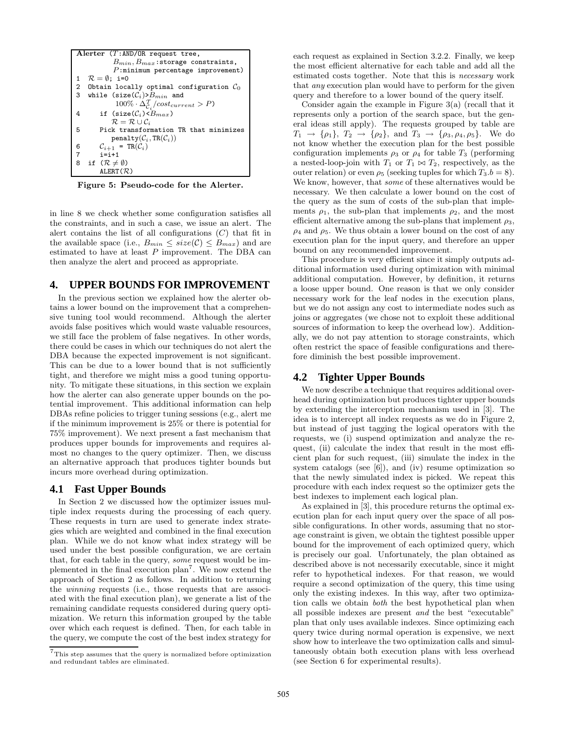```
Alerter (T:AND/OR request tree,
         B_min, B_max:storage constraints,
         P:minimum percentage improvement)
1  R = ∅; i=0
2  Obtain locally optimal configuration C_0
3  while (size(C_i)>B_min and
          100% · Δ^T_{C_i}/cost_current > P)
4     if (size(C_i)<B_max)
         R = R ∪ C_i
5     Pick transformation TR that minimizes
         penalty(C_i, TR(C_i))
6     C_{i+1} = TR(C_i)
7     i=i+1
8  if (R ≠ ∅)
      ALERT(R)
```

**Figure 5: Pseudo-code for the Alerter.**

in line 8 we check whether some configuration satisfies all the constraints, and in such a case, we issue an alert. The alert contains the list of all configurations ($C$) that fit in the available space (i.e., $B_{min} \leq size(\mathcal{C}) \leq B_{max}$) and are estimated to have at least $P$ improvement. The DBA can then analyze the alert and proceed as appropriate.

## 4. UPPER BOUNDS FOR IMPROVEMENT

In the previous section we explained how the alerter obtains a lower bound on the improvement that a comprehensive tuning tool would recommend. Although the alerter avoids false positives which would waste valuable resources, we still face the problem of false negatives. In other words, there could be cases in which our techniques do not alert the DBA because the expected improvement is not significant. This can be due to a lower bound that is not sufficiently tight, and therefore we might miss a good tuning opportunity. To mitigate these situations, in this section we explain how the alerter can also generate upper bounds on the potential improvement. This additional information can help DBAs refine policies to trigger tuning sessions (e.g., alert me if the minimum improvement is 25% or there is potential for 75% improvement). We next present a fast mechanism that produces upper bounds for improvements and requires almost no changes to the query optimizer. Then, we discuss an alternative approach that produces tighter bounds but incurs more overhead during optimization.

### 4.1 Fast Upper Bounds

In Section 2 we discussed how the optimizer issues multiple index requests during the processing of each query. These requests in turn are used to generate index strategies which are weighted and combined in the final execution plan. While we do not know what index strategy will be used under the best possible configuration, we are certain that, for each table in the query, *some* request would be implemented in the final execution plan[7]. We now extend the approach of Section 2 as follows. In addition to returning the *winning* requests (i.e., those requests that are associated with the final execution plan), we generate a list of the remaining candidate requests considered during query optimization. We return this information grouped by the table over which each request is defined. Then, for each table in the query, we compute the cost of the best index strategy for each request as explained in Section 3.2.2. Finally, we keep the most efficient alternative for each table and add all the estimated costs together. Note that this is *necessary* work that *any* execution plan would have to perform for the given query and therefore to a lower bound of the query itself.

Consider again the example in Figure 3(a) (recall that it represents only a portion of the search space, but the general ideas still apply). The requests grouped by table are $T_1 \rightarrow \{\rho_1\}$, $T_2 \rightarrow \{\rho_2\}$, and $T_3 \rightarrow \{\rho_3, \rho_4, \rho_5\}$. We do not know whether the execution plan for the best possible configuration implements $\rho_3$ or $\rho_4$ for table $T_3$ (performing a nested-loop-join with $T_1$ or $T_1 \bowtie T_2$, respectively, as the outer relation) or even $\rho_5$ (seeking tuples for which $T_3.b = 8$). We know, however, that *some* of these alternatives would be necessary. We then calculate a lower bound on the cost of the query as the sum of costs of the sub-plan that implements $\rho_1$, the sub-plan that implements $\rho_2$, and the most efficient alternative among the sub-plans that implement $\rho_3$, $\rho_4$ and $\rho_5$. We thus obtain a lower bound on the cost of any execution plan for the input query, and therefore an upper bound on any recommended improvement.

This procedure is very efficient since it simply outputs additional information used during optimization with minimal additional computation. However, by definition, it returns a loose upper bound. One reason is that we only consider necessary work for the leaf nodes in the execution plans, but we do not assign any cost to intermediate nodes such as joins or aggregates (we chose not to exploit these additional sources of information to keep the overhead low). Additionally, we do not pay attention to storage constraints, which often restrict the space of feasible configurations and therefore diminish the best possible improvement.

### 4.2 Tighter Upper Bounds

We now describe a technique that requires additional overhead during optimization but produces tighter upper bounds by extending the interception mechanism used in [3]. The idea is to intercept all index requests as we do in Figure 2, but instead of just tagging the logical operators with the requests, we (i) suspend optimization and analyze the request, (ii) calculate the index that result in the most efficient plan for such request, (iii) simulate the index in the system catalogs (see [6]), and (iv) resume optimization so that the newly simulated index is picked. We repeat this procedure with each index request so the optimizer gets the best indexes to implement each logical plan.

As explained in [3], this procedure returns the optimal execution plan for each input query over the space of all possible configurations. In other words, assuming that no storage constraint is given, we obtain the tightest possible upper bound for the improvement of each optimized query, which is precisely our goal. Unfortunately, the plan obtained as described above is not necessarily executable, since it might refer to hypothetical indexes. For that reason, we would require a second optimization of the query, this time using only the existing indexes. In this way, after two optimization calls we obtain *both* the best hypothetical plan when all possible indexes are present *and* the best "executable" plan that only uses available indexes. Since optimizing each query twice during normal operation is expensive, we next show how to interleave the two optimization calls and simultaneously obtain both execution plans with less overhead (see Section 6 for experimental results).

[7] This step assumes that the query is normalized before optimization and redundant tables are eliminated.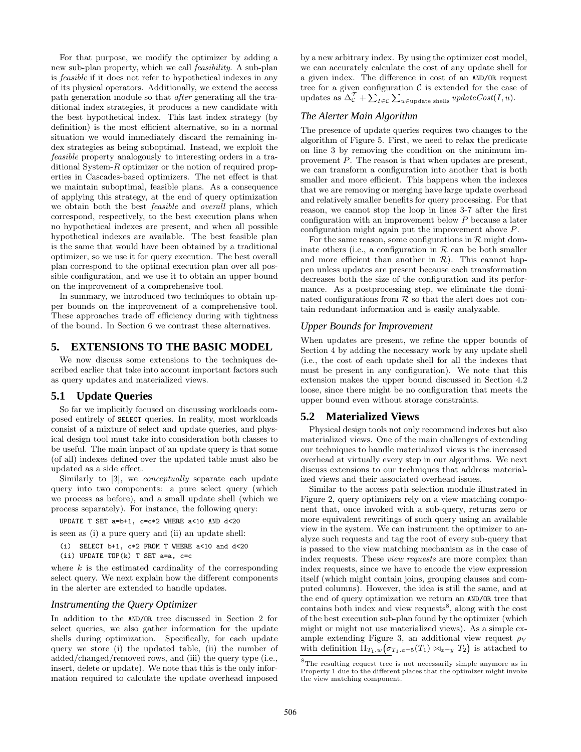For that purpose, we modify the optimizer by adding a new sub-plan property, which we call *feasibility*. A sub-plan is *feasible* if it does not refer to hypothetical indexes in any of its physical operators. Additionally, we extend the access path generation module so that *after* generating all the traditional index strategies, it produces a new candidate with the best hypothetical index. This last index strategy (by definition) is the most efficient alternative, so in a normal situation we would immediately discard the remaining index strategies as being suboptimal. Instead, we exploit the *feasible* property analogously to interesting orders in a traditional System-$R$ optimizer or the notion of required properties in Cascades-based optimizers. The net effect is that we maintain suboptimal, feasible plans. As a consequence of applying this strategy, at the end of query optimization we obtain both the best *feasible* and *overall* plans, which correspond, respectively, to the best execution plans when no hypothetical indexes are present, and when all possible hypothetical indexes are available. The best feasible plan is the same that would have been obtained by a traditional optimizer, so we use it for query execution. The best overall plan correspond to the optimal execution plan over all possible configuration, and we use it to obtain an upper bound on the improvement of a comprehensive tool.

In summary, we introduced two techniques to obtain upper bounds on the improvement of a comprehensive tool. These approaches trade off efficiency during with tightness of the bound. In Section 6 we contrast these alternatives.

## 5. EXTENSIONS TO THE BASIC MODEL

We now discuss some extensions to the techniques described earlier that take into account important factors such as query updates and materialized views.

### 5.1 Update Queries

So far we implicitly focused on discussing workloads composed entirely of SELECT queries. In reality, most workloads consist of a mixture of select and update queries, and physical design tool must take into consideration both classes to be useful. The main impact of an update query is that some (of all) indexes defined over the updated table must also be updated as a side effect.

Similarly to [3], we *conceptually* separate each update query into two components: a pure select query (which we process as before), and a small update shell (which we process separately). For instance, the following query:

```
UPDATE T SET a=b+1, c=c*2 WHERE a<10 AND d<20
```

is seen as (i) a pure query and (ii) an update shell:

```
(i)  SELECT b+1, c*2 FROM T WHERE a<10 and d<20
(ii) UPDATE TOP(k) T SET a=a, c=c
```

where $k$ is the estimated cardinality of the corresponding select query. We next explain how the different components in the alerter are extended to handle updates.

#### Instrumenting the Query Optimizer

In addition to the AND/OR tree discussed in Section 2 for select queries, we also gather information for the update shells during optimization. Specifically, for each update query we store (i) the updated table, (ii) the number of added/changed/removed rows, and (iii) the query type (i.e., insert, delete or update). We note that this is the only information required to calculate the update overhead imposed by a new arbitrary index. By using the optimizer cost model, we can accurately calculate the cost of any update shell for a given index. The difference in cost of an AND/OR request tree for a given configuration $\mathcal{C}$ is extended for the case of updates as $\Delta_{\mathcal{C}}^{\mathcal{T}} + \sum_{I \in \mathcal{C}} \sum_{u \in \text{update shells}} updateCost(I, u)$.

#### The Alerter Main Algorithm

The presence of update queries requires two changes to the algorithm of Figure 5. First, we need to relax the predicate on line 3 by removing the condition on the minimum improvement $P$. The reason is that when updates are present, we can transform a configuration into another that is both smaller and more efficient. This happens when the indexes that we are removing or merging have large update overhead and relatively smaller benefits for query processing. For that reason, we cannot stop the loop in lines 3-7 after the first configuration with an improvement below $P$ because a later configuration might again put the improvement above $P$.

For the same reason, some configurations in $\mathcal{R}$ might dominate others (i.e., a configuration in $\mathcal{R}$ can be both smaller and more efficient than another in $\mathcal{R}$). This cannot happen unless updates are present because each transformation decreases both the size of the configuration and its performance. As a postprocessing step, we eliminate the dominated configurations from $\mathcal{R}$ so that the alert does not contain redundant information and is easily analyzable.

#### Upper Bounds for Improvement

When updates are present, we refine the upper bounds of Section 4 by adding the necessary work by any update shell (i.e., the cost of each update shell for all the indexes that must be present in any configuration). We note that this extension makes the upper bound discussed in Section 4.2 loose, since there might be no configuration that meets the upper bound even without storage constraints.

### 5.2 Materialized Views

Physical design tools not only recommend indexes but also materialized views. One of the main challenges of extending our techniques to handle materialized views is the increased overhead at virtually every step in our algorithms. We next discuss extensions to our techniques that address materialized views and their associated overhead issues.

Similar to the access path selection module illustrated in Figure 2, query optimizers rely on a view matching component that, once invoked with a sub-query, returns zero or more equivalent rewritings of such query using an available view in the system. We can instrument the optimizer to analyze such requests and tag the root of every sub-query that is passed to the view matching mechanism as in the case of index requests. These *view requests* are more complex than index requests, since we have to encode the view expression itself (which might contain joins, grouping clauses and computed columns). However, the idea is still the same, and at the end of query optimization we return an AND/OR tree that contains both index and view requests[8], along with the cost of the best execution sub-plan found by the optimizer (which might or might not use materialized views). As a simple example extending Figure 3, an additional view request $\rho_V$ with definition $\Pi_{T_1.w}\big(\sigma_{T_1.a=5}(T_1) \bowtie_{x=y} T_2\big)$ is attached to

[8]The resulting request tree is not necessarily simple anymore as in Property 1 due to the different places that the optimizer might invoke the view matching component.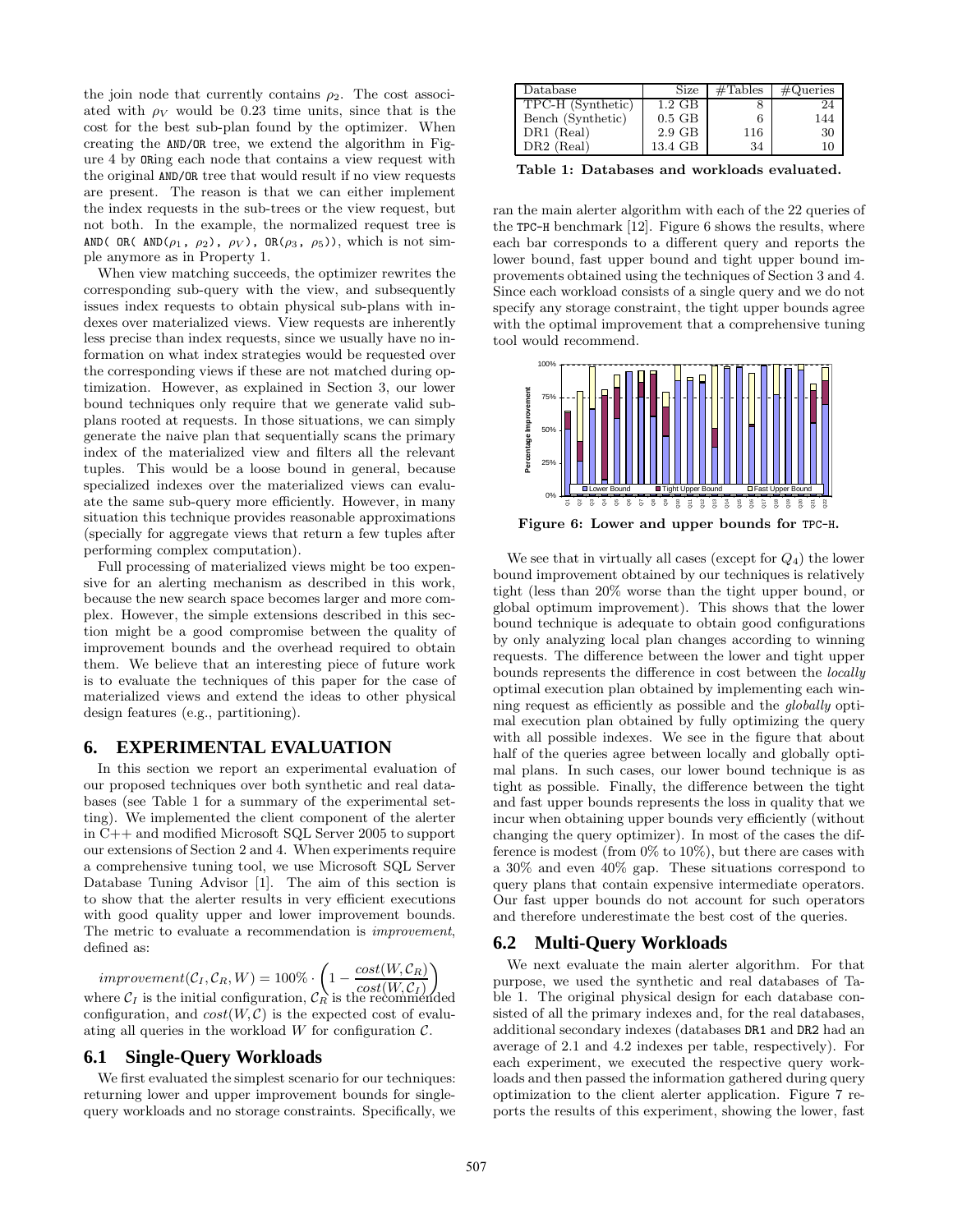the join node that currently contains $\rho_2$. The cost associated with $\rho_V$ would be 0.23 time units, since that is the cost for the best sub-plan found by the optimizer. When creating the AND/OR tree, we extend the algorithm in Figure 4 by ORing each node that contains a view request with the original AND/OR tree that would result if no view requests are present. The reason is that we can either implement the index requests in the sub-trees or the view request, but not both. In the example, the normalized request tree is AND( OR( AND($\rho_1$, $\rho_2$), $\rho_V$), OR($\rho_3$, $\rho_5$)), which is not simple anymore as in Property 1.

When view matching succeeds, the optimizer rewrites the corresponding sub-query with the view, and subsequently issues index requests to obtain physical sub-plans with indexes over materialized views. View requests are inherently less precise than index requests, since we usually have no information on what index strategies would be requested over the corresponding views if these are not matched during optimization. However, as explained in Section 3, our lower bound techniques only require that we generate valid subplans rooted at requests. In those situations, we can simply generate the naive plan that sequentially scans the primary index of the materialized view and filters all the relevant tuples. This would be a loose bound in general, because specialized indexes over the materialized views can evaluate the same sub-query more efficiently. However, in many situation this technique provides reasonable approximations (specially for aggregate views that return a few tuples after performing complex computation).

Full processing of materialized views might be too expensive for an alerting mechanism as described in this work, because the new search space becomes larger and more complex. However, the simple extensions described in this section might be a good compromise between the quality of improvement bounds and the overhead required to obtain them. We believe that an interesting piece of future work is to evaluate the techniques of this paper for the case of materialized views and extend the ideas to other physical design features (e.g., partitioning).

## 6. EXPERIMENTAL EVALUATION

In this section we report an experimental evaluation of our proposed techniques over both synthetic and real databases (see Table 1 for a summary of the experimental setting). We implemented the client component of the alerter in C++ and modified Microsoft SQL Server 2005 to support our extensions of Section 2 and 4. When experiments require a comprehensive tuning tool, we use Microsoft SQL Server Database Tuning Advisor [1]. The aim of this section is to show that the alerter results in very efficient executions with good quality upper and lower improvement bounds. The metric to evaluate a recommendation is *improvement*, defined as:

$$improvement(\mathcal{C}_I, \mathcal{C}_R, W) = 100\% \cdot \left(1 - \frac{cost(W, \mathcal{C}_R)}{cost(W, \mathcal{C}_I)}\right)$$

where $\mathcal{C}_I$ is the initial configuration, $\mathcal{C}_R$ is the recommended configuration, and $cost(W, \mathcal{C})$ is the expected cost of evaluating all queries in the workload $W$ for configuration $\mathcal{C}$.

### 6.1 Single-Query Workloads

We first evaluated the simplest scenario for our techniques: returning lower and upper improvement bounds for single-query workloads and no storage constraints. Specifically, we ran the main alerter algorithm with each of the 22 queries of the TPC-H benchmark [12]. Figure 6 shows the results, where each bar corresponds to a different query and reports the lower bound, fast upper bound and tight upper bound improvements obtained using the techniques of Section 3 and 4. Since each workload consists of a single query and we do not specify any storage constraint, the tight upper bounds agree with the optimal improvement that a comprehensive tuning tool would recommend.

| Database | Size | #Tables | #Queries |
|---|---|---|---|
| TPC-H (Synthetic) | 1.2 GB | 8 | 24 |
| Bench (Synthetic) | 0.5 GB | 6 | 144 |
| DR1 (Real) | 2.9 GB | 116 | 30 |
| DR2 (Real) | 13.4 GB | 34 | 10 |

**Table 1: Databases and workloads evaluated.**

**Figure 6: Lower and upper bounds for TPC-H.**

We see that in virtually all cases (except for $Q_4$) the lower bound improvement obtained by our techniques is relatively tight (less than 20% worse than the tight upper bound, or global optimum improvement). This shows that the lower bound technique is adequate to obtain good configurations by only analyzing local plan changes according to winning requests. The difference between the lower and tight upper bounds represents the difference in cost between the *locally* optimal execution plan obtained by implementing each winning request as efficiently as possible and the *globally* optimal execution plan obtained by fully optimizing the query with all possible indexes. We see in the figure that about half of the queries agree between locally and globally optimal plans. In such cases, our lower bound technique is as tight as possible. Finally, the difference between the tight and fast upper bounds represents the loss in quality that we incur when obtaining upper bounds very efficiently (without changing the query optimizer). In most of the cases the difference is modest (from 0% to 10%), but there are cases with a 30% and even 40% gap. These situations correspond to query plans that contain expensive intermediate operators. Our fast upper bounds do not account for such operators and therefore underestimate the best cost of the queries.

### 6.2 Multi-Query Workloads

We next evaluate the main alerter algorithm. For that purpose, we used the synthetic and real databases of Table 1. The original physical design for each database consisted of all the primary indexes and, for the real databases, additional secondary indexes (databases DR1 and DR2 had an average of 2.1 and 4.2 indexes per table, respectively). For each experiment, we executed the respective query workloads and then passed the information gathered during query optimization to the client alerter application. Figure 7 reports the results of this experiment, showing the lower, fast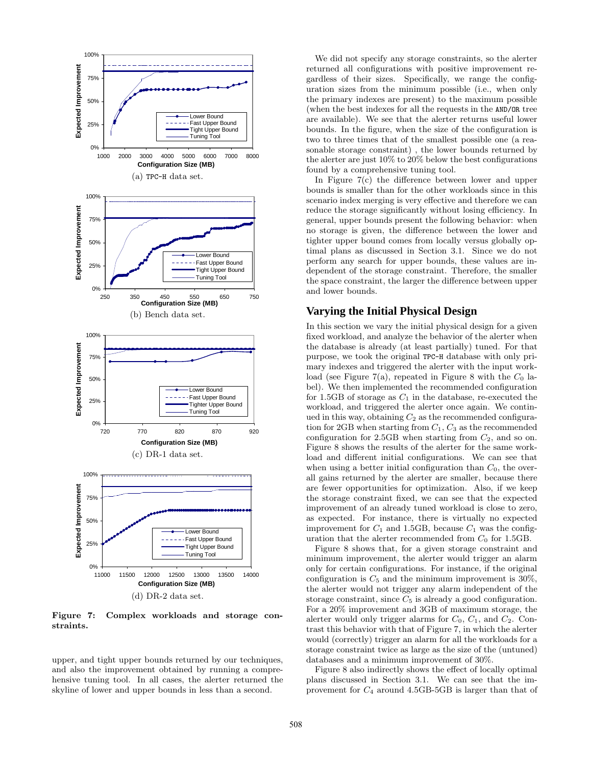(a) TPC-H data set.

(b) Bench data set.

(c) DR-1 data set.

(d) DR-2 data set.

**Figure 7: Complex workloads and storage constraints.**

upper, and tight upper bounds returned by our techniques, and also the improvement obtained by running a comprehensive tuning tool. In all cases, the alerter returned the skyline of lower and upper bounds in less than a second.

We did not specify any storage constraints, so the alerter returned all configurations with positive improvement regardless of their sizes. Specifically, we range the configuration sizes from the minimum possible (i.e., when only the primary indexes are present) to the maximum possible (when the best indexes for all the requests in the AND/OR tree are available). We see that the alerter returns useful lower bounds. In the figure, when the size of the configuration is two to three times that of the smallest possible one (a reasonable storage constraint) , the lower bounds returned by the alerter are just 10% to 20% below the best configurations found by a comprehensive tuning tool.

In Figure 7(c) the difference between lower and upper bounds is smaller than for the other workloads since in this scenario index merging is very effective and therefore we can reduce the storage significantly without losing efficiency. In general, upper bounds present the following behavior: when no storage is given, the difference between the lower and tighter upper bound comes from locally versus globally optimal plans as discussed in Section 3.1. Since we do not perform any search for upper bounds, these values are independent of the storage constraint. Therefore, the smaller the space constraint, the larger the difference between upper and lower bounds.

## Varying the Initial Physical Design

In this section we vary the initial physical design for a given fixed workload, and analyze the behavior of the alerter when the database is already (at least partially) tuned. For that purpose, we took the original TPC-H database with only primary indexes and triggered the alerter with the input workload (see Figure 7(a), repeated in Figure 8 with the $C_0$ label). We then implemented the recommended configuration for 1.5GB of storage as $C_1$ in the database, re-executed the workload, and triggered the alerter once again. We continued in this way, obtaining $C_2$ as the recommended configuration for 2GB when starting from $C_1$, $C_3$ as the recommended configuration for 2.5GB when starting from $C_2$, and so on. Figure 8 shows the results of the alerter for the same workload and different initial configurations. We can see that when using a better initial configuration than $C_0$, the overall gains returned by the alerter are smaller, because there are fewer opportunities for optimization. Also, if we keep the storage constraint fixed, we can see that the expected improvement of an already tuned workload is close to zero, as expected. For instance, there is virtually no expected improvement for $C_1$ and 1.5GB, because $C_1$ was the configuration that the alerter recommended from $C_0$ for 1.5GB.

Figure 8 shows that, for a given storage constraint and minimum improvement, the alerter would trigger an alarm only for certain configurations. For instance, if the original configuration is $C_5$ and the minimum improvement is 30%, the alerter would not trigger any alarm independent of the storage constraint, since $C_5$ is already a good configuration. For a 20% improvement and 3GB of maximum storage, the alerter would only trigger alarms for $C_0$, $C_1$, and $C_2$. Contrast this behavior with that of Figure 7, in which the alerter would (correctly) trigger an alarm for all the workloads for a storage constraint twice as large as the size of the (untuned) databases and a minimum improvement of 30%.

Figure 8 also indirectly shows the effect of locally optimal plans discussed in Section 3.1. We can see that the improvement for $C_4$ around 4.5GB-5GB is larger than that of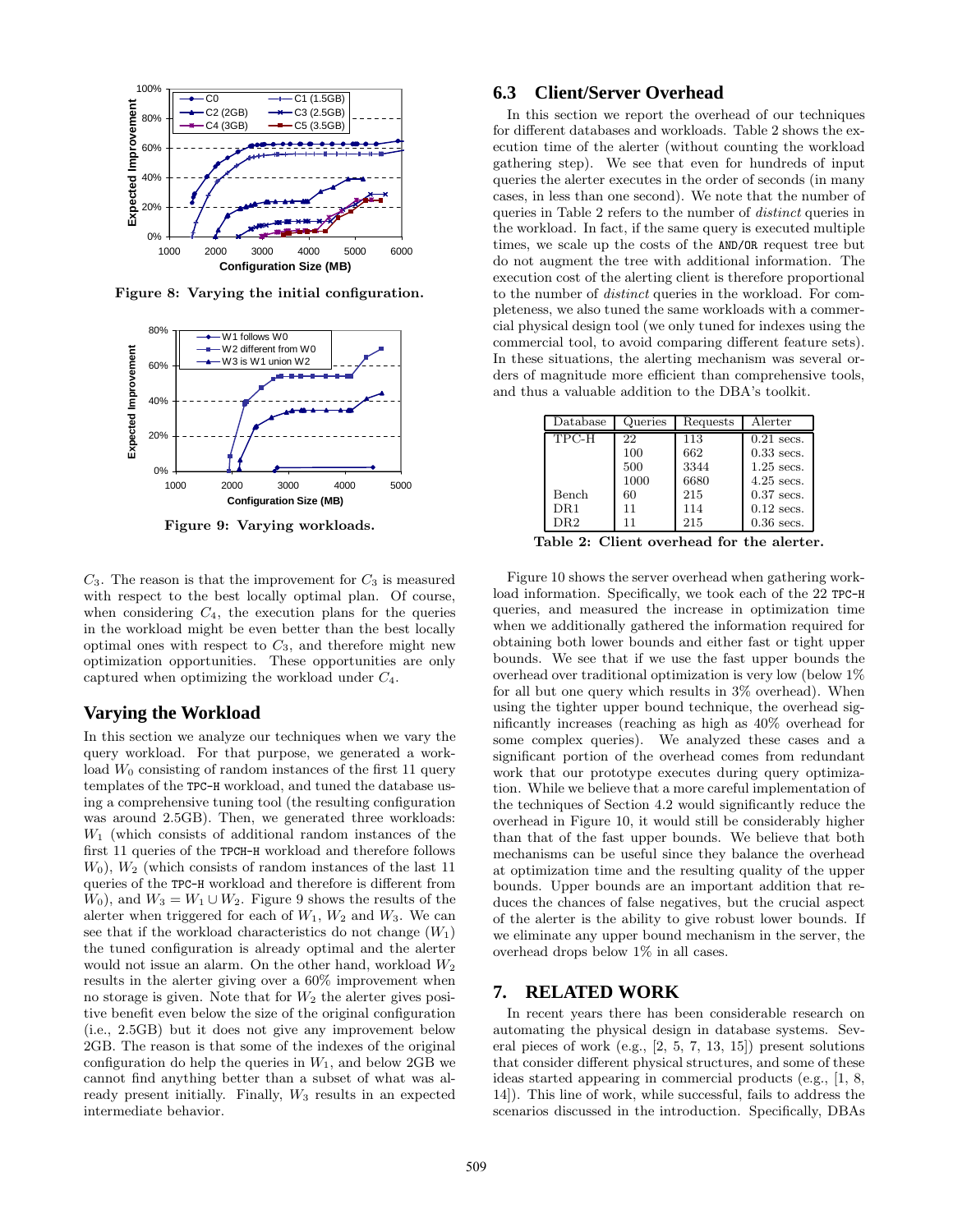Figure 8: Varying the initial configuration.

Figure 9: Varying workloads.

$C_3$. The reason is that the improvement for $C_3$ is measured with respect to the best locally optimal plan. Of course, when considering $C_4$, the execution plans for the queries in the workload might be even better than the best locally optimal ones with respect to $C_3$, and therefore might new optimization opportunities. These opportunities are only captured when optimizing the workload under $C_4$.

### Varying the Workload

In this section we analyze our techniques when we vary the query workload. For that purpose, we generated a workload $W_0$ consisting of random instances of the first 11 query templates of the TPC-H workload, and tuned the database using a comprehensive tuning tool (the resulting configuration was around 2.5GB). Then, we generated three workloads: $W_1$ (which consists of additional random instances of the first 11 queries of the TPCH-H workload and therefore follows $W_0$), $W_2$ (which consists of random instances of the last 11 queries of the TPC-H workload and therefore is different from $W_0$), and $W_3 = W_1 \cup W_2$. Figure 9 shows the results of the alerter when triggered for each of $W_1$, $W_2$ and $W_3$. We can see that if the workload characteristics do not change ($W_1$) the tuned configuration is already optimal and the alerter would not issue an alarm. On the other hand, workload $W_2$ results in the alerter giving over a 60% improvement when no storage is given. Note that for $W_2$ the alerter gives positive benefit even below the size of the original configuration (i.e., 2.5GB) but it does not give any improvement below 2GB. The reason is that some of the indexes of the original configuration do help the queries in $W_1$, and below 2GB we cannot find anything better than a subset of what was already present initially. Finally, $W_3$ results in an expected intermediate behavior.

## 6.3 Client/Server Overhead

In this section we report the overhead of our techniques for different databases and workloads. Table 2 shows the execution time of the alerter (without counting the workload gathering step). We see that even for hundreds of input queries the alerter executes in the order of seconds (in many cases, in less than one second). We note that the number of queries in Table 2 refers to the number of *distinct* queries in the workload. In fact, if the same query is executed multiple times, we scale up the costs of the AND/OR request tree but do not augment the tree with additional information. The execution cost of the alerting client is therefore proportional to the number of *distinct* queries in the workload. For completeness, we also tuned the same workloads with a commercial physical design tool (we only tuned for indexes using the commercial tool, to avoid comparing different feature sets). In these situations, the alerting mechanism was several orders of magnitude more efficient than comprehensive tools, and thus a valuable addition to the DBA's toolkit.

| Database | Queries | Requests | Alerter |
|---|---|---|---|
| TPC-H | 22 | 113 | 0.21 secs. |
| | 100 | 662 | 0.33 secs. |
| | 500 | 3344 | 1.25 secs. |
| | 1000 | 6680 | 4.25 secs. |
| Bench | 60 | 215 | 0.37 secs. |
| DR1 | 11 | 114 | 0.12 secs. |
| DR2 | 11 | 215 | 0.36 secs. |

Table 2: Client overhead for the alerter.

Figure 10 shows the server overhead when gathering workload information. Specifically, we took each of the 22 TPC-H queries, and measured the increase in optimization time when we additionally gathered the information required for obtaining both lower bounds and either fast or tight upper bounds. We see that if we use the fast upper bounds the overhead over traditional optimization is very low (below 1% for all but one query which results in 3% overhead). When using the tighter upper bound technique, the overhead significantly increases (reaching as high as 40% overhead for some complex queries). We analyzed these cases and a significant portion of the overhead comes from redundant work that our prototype executes during query optimization. While we believe that a more careful implementation of the techniques of Section 4.2 would significantly reduce the overhead in Figure 10, it would still be considerably higher than that of the fast upper bounds. We believe that both mechanisms can be useful since they balance the overhead at optimization time and the resulting quality of the upper bounds. Upper bounds are an important addition that reduces the chances of false negatives, but the crucial aspect of the alerter is the ability to give robust lower bounds. If we eliminate any upper bound mechanism in the server, the overhead drops below 1% in all cases.

## 7. RELATED WORK

In recent years there has been considerable research on automating the physical design in database systems. Several pieces of work (e.g., [2, 5, 7, 13, 15]) present solutions that consider different physical structures, and some of these ideas started appearing in commercial products (e.g., [1, 8, 14]). This line of work, while successful, fails to address the scenarios discussed in the introduction. Specifically, DBAs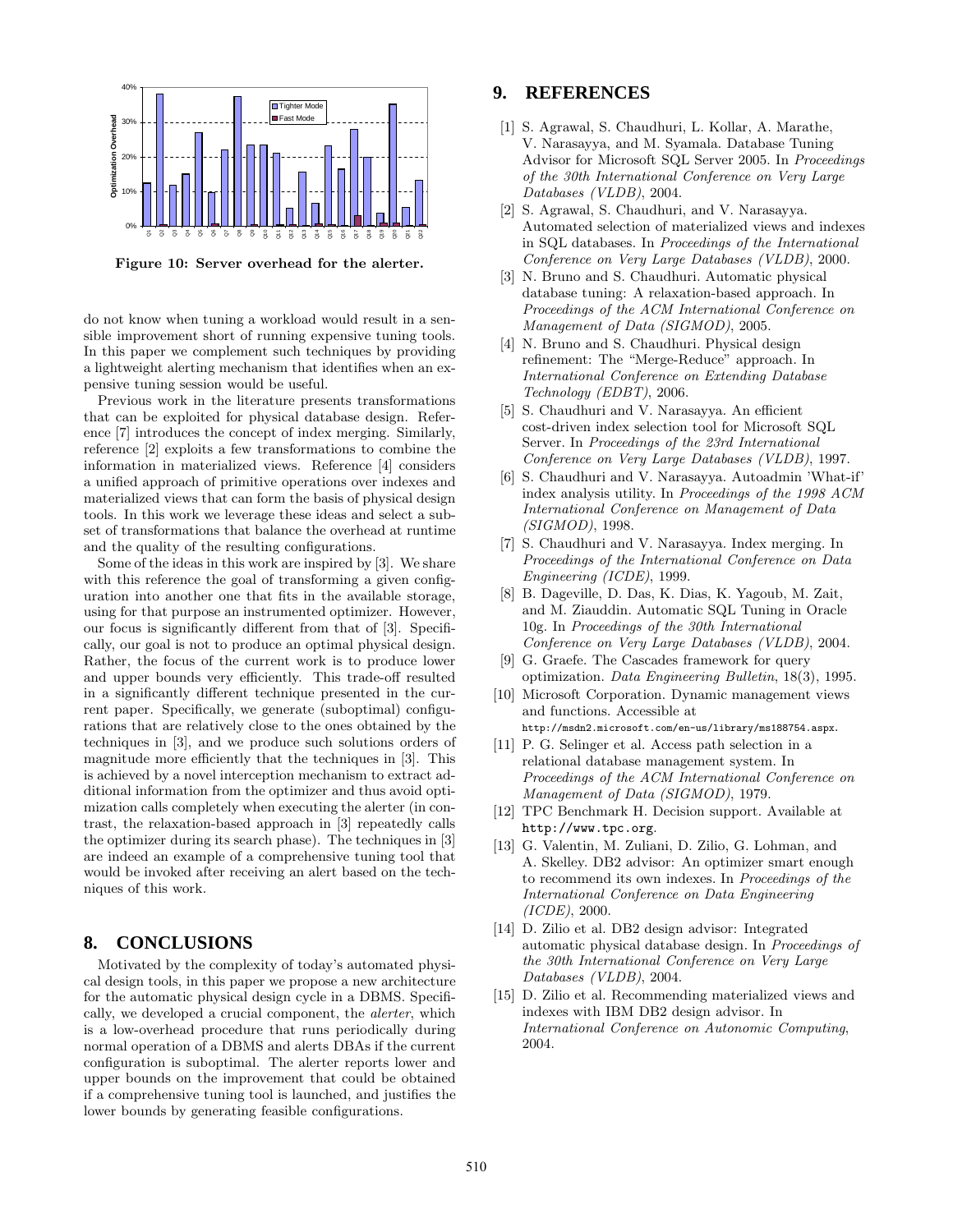40%
30%
20%
10%
0%

Optimization Overhead

Tighter Mode
Fast Mode

Q1 Q2 Q3 Q4 Q5 Q6 Q7 Q8 Q9 Q10 Q11 Q12 Q13 Q14 Q15 Q16 Q17 Q18 Q19 Q20 Q21 Q22

**Figure 10: Server overhead for the alerter.**

do not know when tuning a workload would result in a sensible improvement short of running expensive tuning tools. In this paper we complement such techniques by providing a lightweight alerting mechanism that identifies when an expensive tuning session would be useful.

Previous work in the literature presents transformations that can be exploited for physical database design. Reference [7] introduces the concept of index merging. Similarly, reference [2] exploits a few transformations to combine the information in materialized views. Reference [4] considers a unified approach of primitive operations over indexes and materialized views that can form the basis of physical design tools. In this work we leverage these ideas and select a subset of transformations that balance the overhead at runtime and the quality of the resulting configurations.

Some of the ideas in this work are inspired by [3]. We share with this reference the goal of transforming a given configuration into another one that fits in the available storage, using for that purpose an instrumented optimizer. However, our focus is significantly different from that of [3]. Specifically, our goal is not to produce an optimal physical design. Rather, the focus of the current work is to produce lower and upper bounds very efficiently. This trade-off resulted in a significantly different technique presented in the current paper. Specifically, we generate (suboptimal) configurations that are relatively close to the ones obtained by the techniques in [3], and we produce such solutions orders of magnitude more efficiently that the techniques in [3]. This is achieved by a novel interception mechanism to extract additional information from the optimizer and thus avoid optimization calls completely when executing the alerter (in contrast, the relaxation-based approach in [3] repeatedly calls the optimizer during its search phase). The techniques in [3] are indeed an example of a comprehensive tuning tool that would be invoked after receiving an alert based on the techniques of this work.

# 8. CONCLUSIONS

Motivated by the complexity of today's automated physical design tools, in this paper we propose a new architecture for the automatic physical design cycle in a DBMS. Specifically, we developed a crucial component, the *alerter*, which is a low-overhead procedure that runs periodically during normal operation of a DBMS and alerts DBAs if the current configuration is suboptimal. The alerter reports lower and upper bounds on the improvement that could be obtained if a comprehensive tuning tool is launched, and justifies the lower bounds by generating feasible configurations.

# 9. REFERENCES

[1] S. Agrawal, S. Chaudhuri, L. Kollar, A. Marathe, V. Narasayya, and M. Syamala. Database Tuning Advisor for Microsoft SQL Server 2005. In *Proceedings of the 30th International Conference on Very Large Databases (VLDB)*, 2004.

[2] S. Agrawal, S. Chaudhuri, and V. Narasayya. Automated selection of materialized views and indexes in SQL databases. In *Proceedings of the International Conference on Very Large Databases (VLDB)*, 2000.

[3] N. Bruno and S. Chaudhuri. Automatic physical database tuning: A relaxation-based approach. In *Proceedings of the ACM International Conference on Management of Data (SIGMOD)*, 2005.

[4] N. Bruno and S. Chaudhuri. Physical design refinement: The "Merge-Reduce" approach. In *International Conference on Extending Database Technology (EDBT)*, 2006.

[5] S. Chaudhuri and V. Narasayya. An efficient cost-driven index selection tool for Microsoft SQL Server. In *Proceedings of the 23rd International Conference on Very Large Databases (VLDB)*, 1997.

[6] S. Chaudhuri and V. Narasayya. Autoadmin 'What-if' index analysis utility. In *Proceedings of the 1998 ACM International Conference on Management of Data (SIGMOD)*, 1998.

[7] S. Chaudhuri and V. Narasayya. Index merging. In *Proceedings of the International Conference on Data Engineering (ICDE)*, 1999.

[8] B. Dageville, D. Das, K. Dias, K. Yagoub, M. Zait, and M. Ziauddin. Automatic SQL Tuning in Oracle 10g. In *Proceedings of the 30th International Conference on Very Large Databases (VLDB)*, 2004.

[9] G. Graefe. The Cascades framework for query optimization. *Data Engineering Bulletin*, 18(3), 1995.

[10] Microsoft Corporation. Dynamic management views and functions. Accessible at http://msdn2.microsoft.com/en-us/library/ms188754.aspx.

[11] P. G. Selinger et al. Access path selection in a relational database management system. In *Proceedings of the ACM International Conference on Management of Data (SIGMOD)*, 1979.

[12] TPC Benchmark H. Decision support. Available at http://www.tpc.org.

[13] G. Valentin, M. Zuliani, D. Zilio, G. Lohman, and A. Skelley. DB2 advisor: An optimizer smart enough to recommend its own indexes. In *Proceedings of the International Conference on Data Engineering (ICDE)*, 2000.

[14] D. Zilio et al. DB2 design advisor: Integrated automatic physical database design. In *Proceedings of the 30th International Conference on Very Large Databases (VLDB)*, 2004.

[15] D. Zilio et al. Recommending materialized views and indexes with IBM DB2 design advisor. In *International Conference on Autonomic Computing*, 2004.